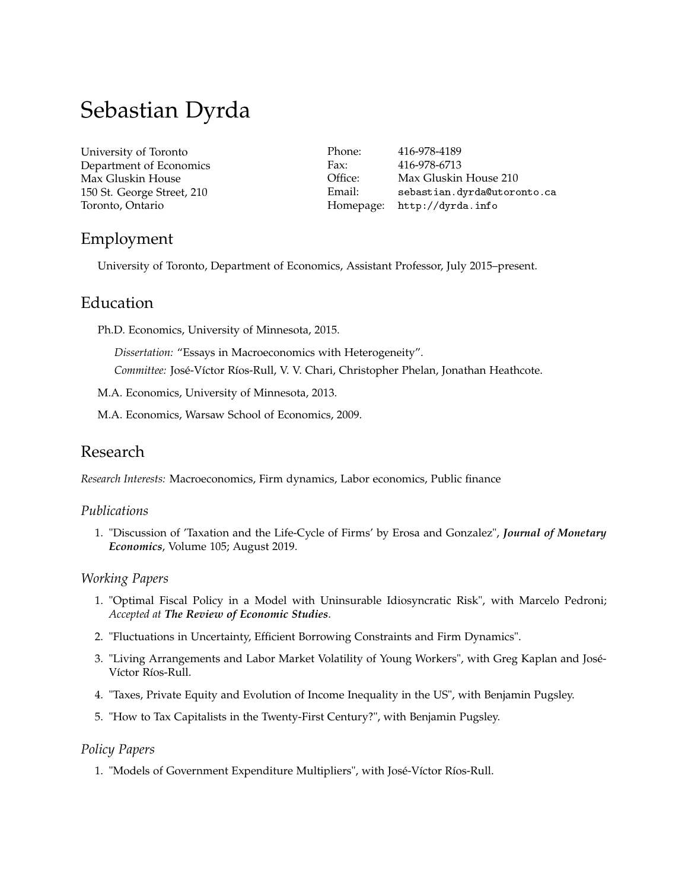# Sebastian Dyrda

University of Toronto
Department of Economics
Max Gluskin House
150 St. George Street, 210
Toronto, Ontario

Phone: 416-978-4189
Fax: 416-978-6713
Office: Max Gluskin House 210
Email: `sebastian.dyrda@utoronto.ca`
Homepage: `http://dyrda.info`

## Employment

University of Toronto, Department of Economics, Assistant Professor, July 2015–present.

## Education

Ph.D. Economics, University of Minnesota, 2015.

*Dissertation:* "Essays in Macroeconomics with Heterogeneity".

*Committee:* José-Víctor Ríos-Rull, V. V. Chari, Christopher Phelan, Jonathan Heathcote.

M.A. Economics, University of Minnesota, 2013.

M.A. Economics, Warsaw School of Economics, 2009.

## Research

*Research Interests:* Macroeconomics, Firm dynamics, Labor economics, Public finance

### *Publications*

1. "Discussion of 'Taxation and the Life-Cycle of Firms' by Erosa and Gonzalez", ***Journal of Monetary Economics***, Volume 105; August 2019.

### *Working Papers*

1. "Optimal Fiscal Policy in a Model with Uninsurable Idiosyncratic Risk", with Marcelo Pedroni; *Accepted at* ***The Review of Economic Studies***.
2. "Fluctuations in Uncertainty, Efficient Borrowing Constraints and Firm Dynamics".
3. "Living Arrangements and Labor Market Volatility of Young Workers", with Greg Kaplan and José-Víctor Ríos-Rull.
4. "Taxes, Private Equity and Evolution of Income Inequality in the US", with Benjamin Pugsley.
5. "How to Tax Capitalists in the Twenty-First Century?", with Benjamin Pugsley.

### *Policy Papers*

1. "Models of Government Expenditure Multipliers", with José-Víctor Ríos-Rull.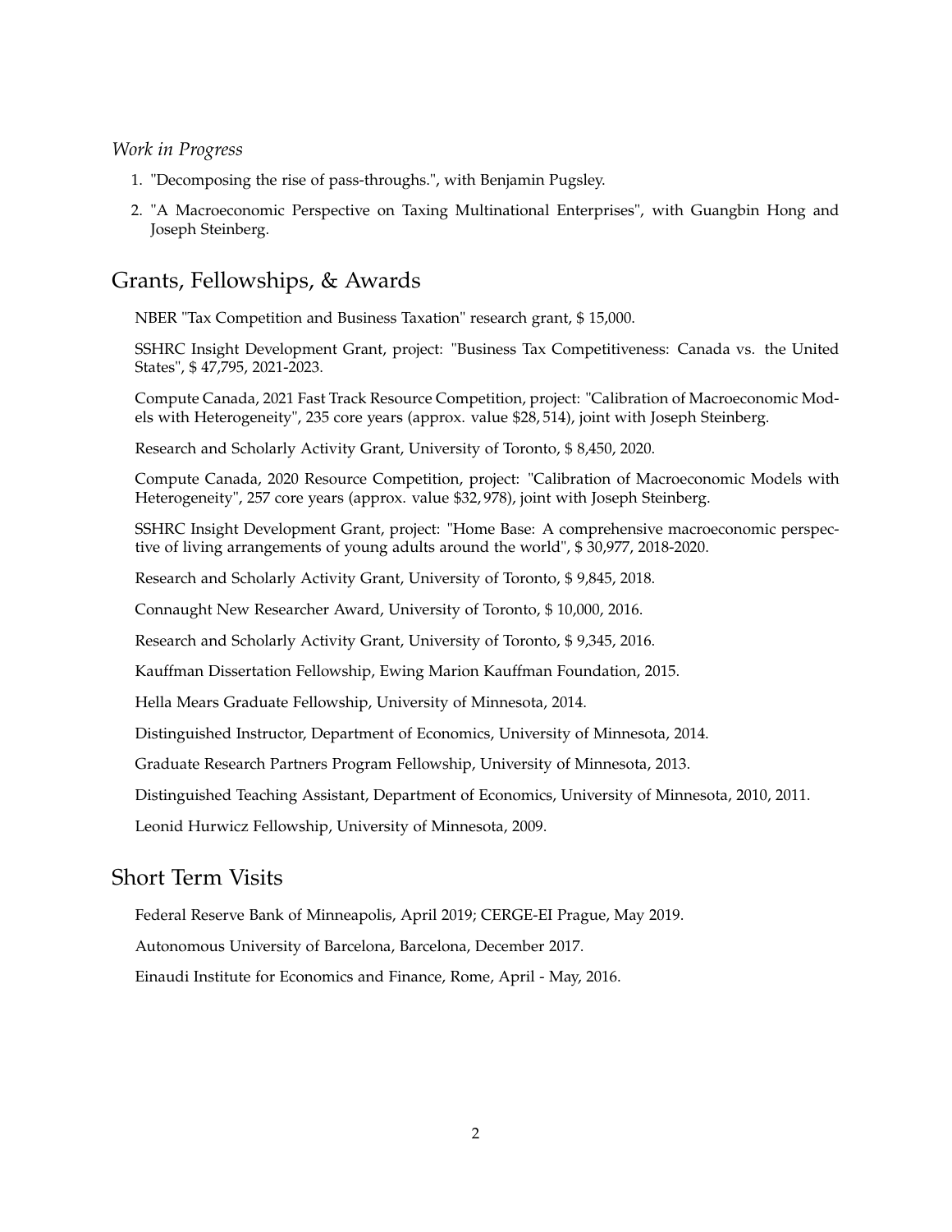*Work in Progress*

1. "Decomposing the rise of pass-throughs.", with Benjamin Pugsley.
2. "A Macroeconomic Perspective on Taxing Multinational Enterprises", with Guangbin Hong and Joseph Steinberg.

## Grants, Fellowships, & Awards

NBER "Tax Competition and Business Taxation" research grant, $ 15,000.

SSHRC Insight Development Grant, project: "Business Tax Competitiveness: Canada vs. the United States", $ 47,795, 2021-2023.

Compute Canada, 2021 Fast Track Resource Competition, project: "Calibration of Macroeconomic Models with Heterogeneity", 235 core years (approx. value $28,514), joint with Joseph Steinberg.

Research and Scholarly Activity Grant, University of Toronto, $ 8,450, 2020.

Compute Canada, 2020 Resource Competition, project: "Calibration of Macroeconomic Models with Heterogeneity", 257 core years (approx. value $32,978), joint with Joseph Steinberg.

SSHRC Insight Development Grant, project: "Home Base: A comprehensive macroeconomic perspective of living arrangements of young adults around the world", $ 30,977, 2018-2020.

Research and Scholarly Activity Grant, University of Toronto, $ 9,845, 2018.

Connaught New Researcher Award, University of Toronto, $ 10,000, 2016.

Research and Scholarly Activity Grant, University of Toronto, $ 9,345, 2016.

Kauffman Dissertation Fellowship, Ewing Marion Kauffman Foundation, 2015.

Hella Mears Graduate Fellowship, University of Minnesota, 2014.

Distinguished Instructor, Department of Economics, University of Minnesota, 2014.

Graduate Research Partners Program Fellowship, University of Minnesota, 2013.

Distinguished Teaching Assistant, Department of Economics, University of Minnesota, 2010, 2011.

Leonid Hurwicz Fellowship, University of Minnesota, 2009.

## Short Term Visits

Federal Reserve Bank of Minneapolis, April 2019; CERGE-EI Prague, May 2019.

Autonomous University of Barcelona, Barcelona, December 2017.

Einaudi Institute for Economics and Finance, Rome, April - May, 2016.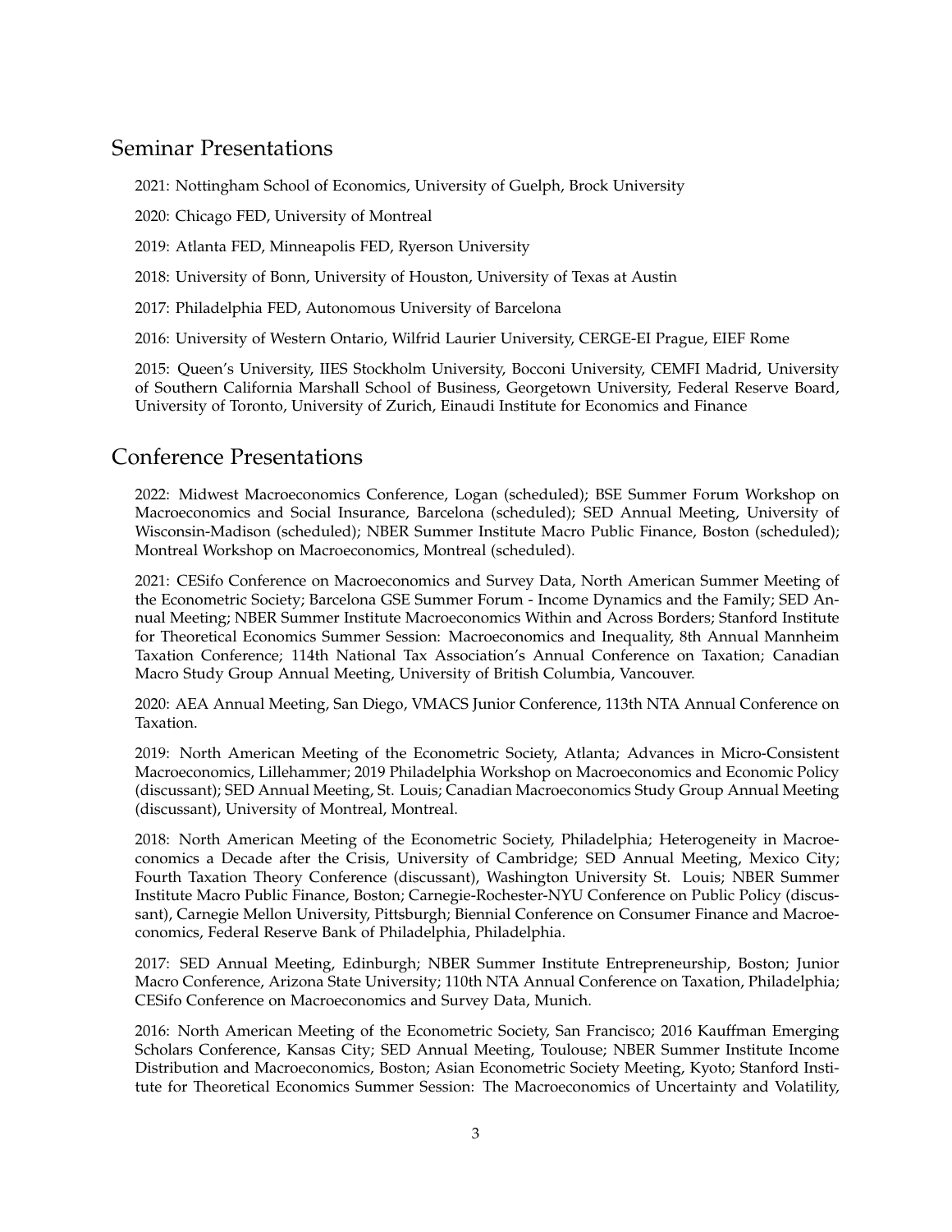## Seminar Presentations

2021: Nottingham School of Economics, University of Guelph, Brock University

2020: Chicago FED, University of Montreal

2019: Atlanta FED, Minneapolis FED, Ryerson University

2018: University of Bonn, University of Houston, University of Texas at Austin

2017: Philadelphia FED, Autonomous University of Barcelona

2016: University of Western Ontario, Wilfrid Laurier University, CERGE-EI Prague, EIEF Rome

2015: Queen's University, IIES Stockholm University, Bocconi University, CEMFI Madrid, University of Southern California Marshall School of Business, Georgetown University, Federal Reserve Board, University of Toronto, University of Zurich, Einaudi Institute for Economics and Finance

## Conference Presentations

2022: Midwest Macroeconomics Conference, Logan (scheduled); BSE Summer Forum Workshop on Macroeconomics and Social Insurance, Barcelona (scheduled); SED Annual Meeting, University of Wisconsin-Madison (scheduled); NBER Summer Institute Macro Public Finance, Boston (scheduled); Montreal Workshop on Macroeconomics, Montreal (scheduled).

2021: CESifo Conference on Macroeconomics and Survey Data, North American Summer Meeting of the Econometric Society; Barcelona GSE Summer Forum - Income Dynamics and the Family; SED Annual Meeting; NBER Summer Institute Macroeconomics Within and Across Borders; Stanford Institute for Theoretical Economics Summer Session: Macroeconomics and Inequality, 8th Annual Mannheim Taxation Conference; 114th National Tax Association's Annual Conference on Taxation; Canadian Macro Study Group Annual Meeting, University of British Columbia, Vancouver.

2020: AEA Annual Meeting, San Diego, VMACS Junior Conference, 113th NTA Annual Conference on Taxation.

2019: North American Meeting of the Econometric Society, Atlanta; Advances in Micro-Consistent Macroeconomics, Lillehammer; 2019 Philadelphia Workshop on Macroeconomics and Economic Policy (discussant); SED Annual Meeting, St. Louis; Canadian Macroeconomics Study Group Annual Meeting (discussant), University of Montreal, Montreal.

2018: North American Meeting of the Econometric Society, Philadelphia; Heterogeneity in Macroeconomics a Decade after the Crisis, University of Cambridge; SED Annual Meeting, Mexico City; Fourth Taxation Theory Conference (discussant), Washington University St. Louis; NBER Summer Institute Macro Public Finance, Boston; Carnegie-Rochester-NYU Conference on Public Policy (discussant), Carnegie Mellon University, Pittsburgh; Biennial Conference on Consumer Finance and Macroeconomics, Federal Reserve Bank of Philadelphia, Philadelphia.

2017: SED Annual Meeting, Edinburgh; NBER Summer Institute Entrepreneurship, Boston; Junior Macro Conference, Arizona State University; 110th NTA Annual Conference on Taxation, Philadelphia; CESifo Conference on Macroeconomics and Survey Data, Munich.

2016: North American Meeting of the Econometric Society, San Francisco; 2016 Kauffman Emerging Scholars Conference, Kansas City; SED Annual Meeting, Toulouse; NBER Summer Institute Income Distribution and Macroeconomics, Boston; Asian Econometric Society Meeting, Kyoto; Stanford Institute for Theoretical Economics Summer Session: The Macroeconomics of Uncertainty and Volatility,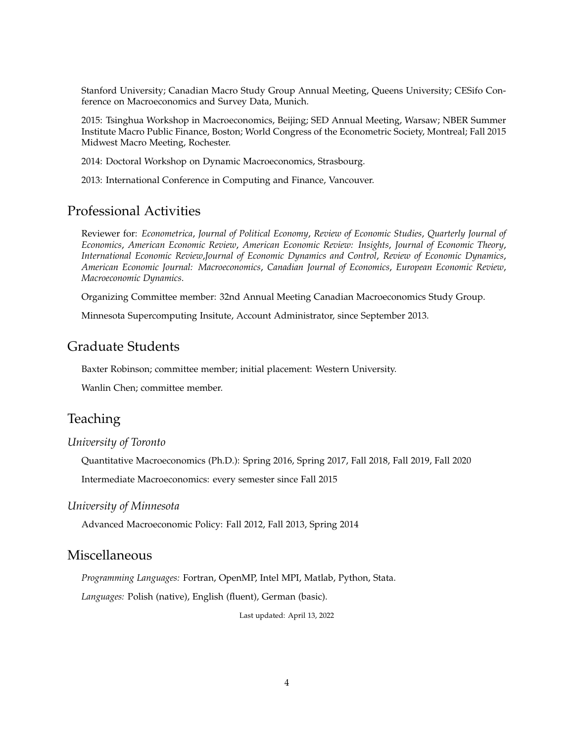Stanford University; Canadian Macro Study Group Annual Meeting, Queens University; CESifo Conference on Macroeconomics and Survey Data, Munich.

2015: Tsinghua Workshop in Macroeconomics, Beijing; SED Annual Meeting, Warsaw; NBER Summer Institute Macro Public Finance, Boston; World Congress of the Econometric Society, Montreal; Fall 2015 Midwest Macro Meeting, Rochester.

2014: Doctoral Workshop on Dynamic Macroeconomics, Strasbourg.

2013: International Conference in Computing and Finance, Vancouver.

## Professional Activities

Reviewer for: *Econometrica*, *Journal of Political Economy*, *Review of Economic Studies*, *Quarterly Journal of Economics*, *American Economic Review*, *American Economic Review: Insights*, *Journal of Economic Theory*, *International Economic Review*,*Journal of Economic Dynamics and Control*, *Review of Economic Dynamics*, *American Economic Journal: Macroeconomics*, *Canadian Journal of Economics*, *European Economic Review*, *Macroeconomic Dynamics*.

Organizing Committee member: 32nd Annual Meeting Canadian Macroeconomics Study Group.

Minnesota Supercomputing Insitute, Account Administrator, since September 2013.

## Graduate Students

Baxter Robinson; committee member; initial placement: Western University.

Wanlin Chen; committee member.

## Teaching

### *University of Toronto*

Quantitative Macroeconomics (Ph.D.): Spring 2016, Spring 2017, Fall 2018, Fall 2019, Fall 2020

Intermediate Macroeconomics: every semester since Fall 2015

### *University of Minnesota*

Advanced Macroeconomic Policy: Fall 2012, Fall 2013, Spring 2014

## Miscellaneous

*Programming Languages:* Fortran, OpenMP, Intel MPI, Matlab, Python, Stata.

*Languages:* Polish (native), English (fluent), German (basic).

Last updated: April 13, 2022